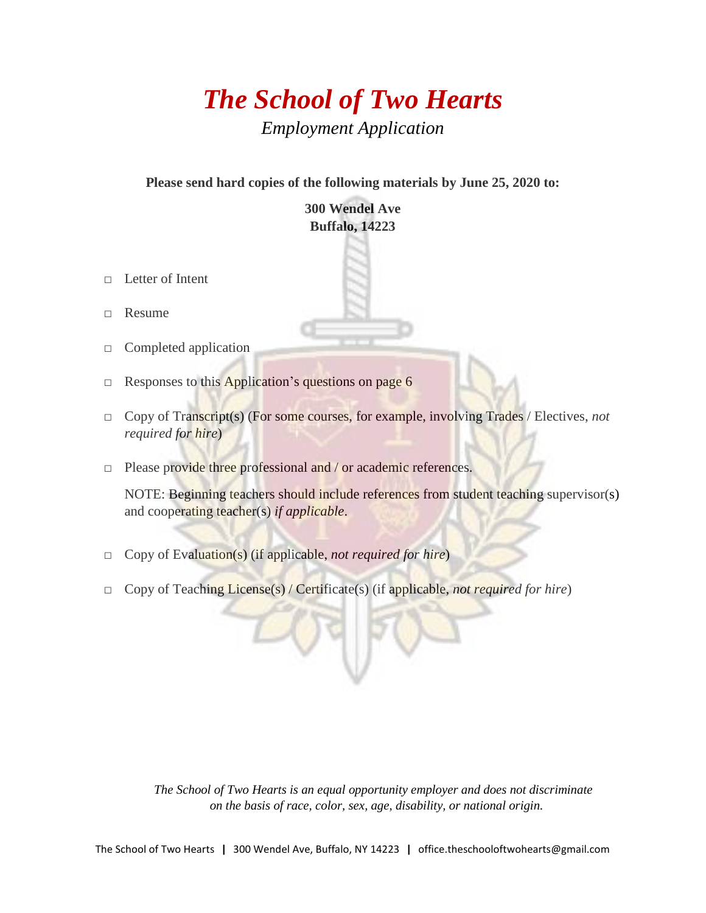# *The School of Two Hearts*

*Employment Application*

**Please send hard copies of the following materials by June 25, 2020 to:**

**300 Wendel Ave**
**Buffalo, 14223**

- □ Letter of Intent
- □ Resume
- □ Completed application
- □ Responses to this Application's questions on page 6
- □ Copy of Transcript(s) (For some courses, for example, involving Trades / Electives, *not required for hire*)
- □ Please provide three professional and / or academic references.

  NOTE: Beginning teachers should include references from student teaching supervisor(s) and cooperating teacher(s) *if applicable*.
- □ Copy of Evaluation(s) (if applicable, *not required for hire*)
- □ Copy of Teaching License(s) / Certificate(s) (if applicable, *not required for hire*)

*The School of Two Hearts is an equal opportunity employer and does not discriminate on the basis of race, color, sex, age, disability, or national origin.*

The School of Two Hearts | 300 Wendel Ave, Buffalo, NY 14223 | office.theschooloftwohearts@gmail.com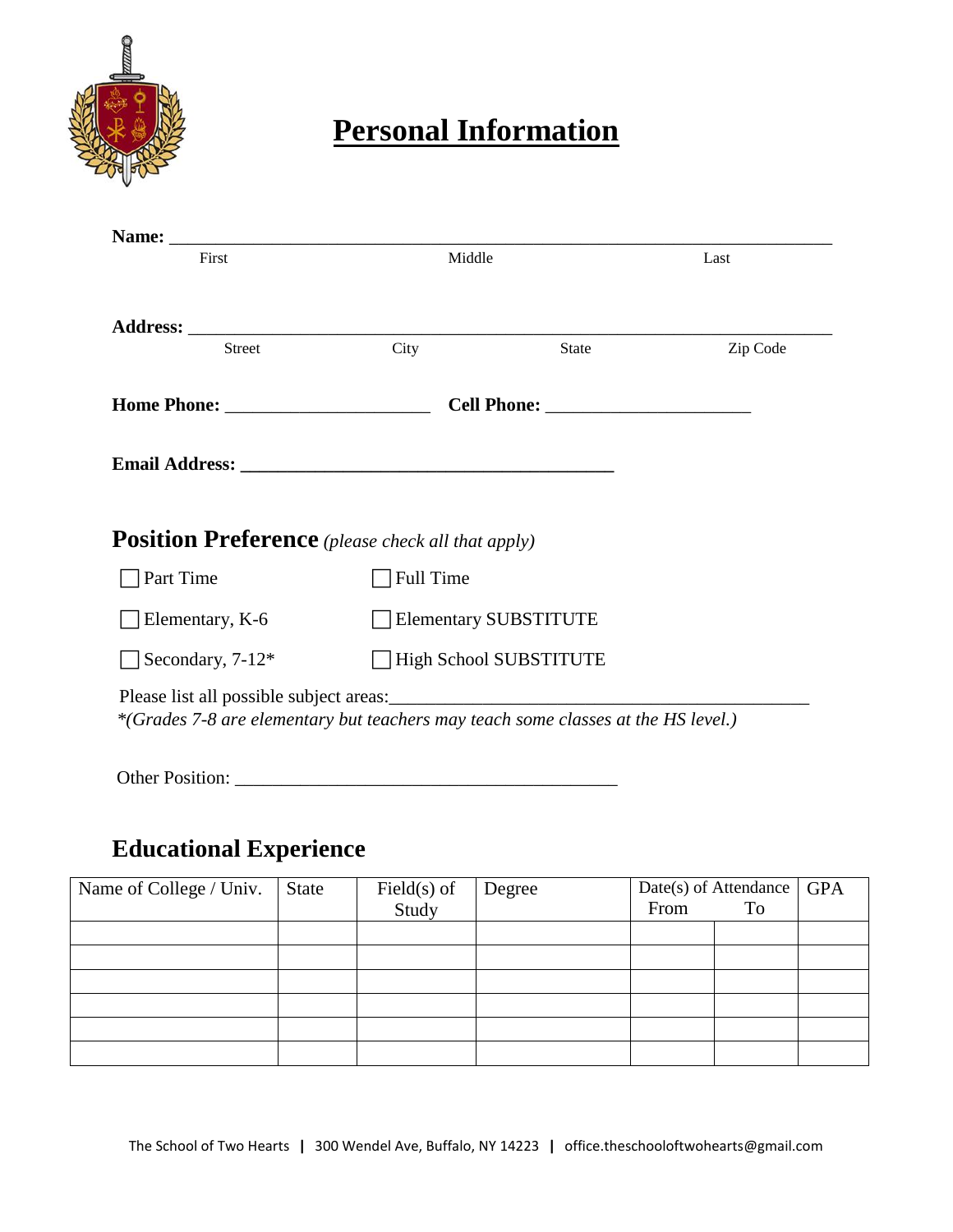# Personal Information

**Name:** ___________________________________________________________________________

First | Middle | Last

**Address:** _________________________________________________________________________

Street | City | State | Zip Code

**Home Phone:** ______________________ **Cell Phone:** ______________________

**Email Address:** ________________________________________

## Position Preference *(please check all that apply)*

- [ ] Part Time
- [ ] Full Time
- [ ] Elementary, K-6
- [ ] Elementary SUBSTITUTE
- [ ] Secondary, 7-12*
- [ ] High School SUBSTITUTE

Please list all possible subject areas:_____________________________________________

*(Grades 7-8 are elementary but teachers may teach some classes at the HS level.)*

Other Position: __________________________________________

## Educational Experience

| Name of College / Univ. | State | Field(s) of Study | Degree | Date(s) of Attendance From | To | GPA |
|---|---|---|---|---|---|---|
| | | | | | | |
| | | | | | | |
| | | | | | | |
| | | | | | | |
| | | | | | | |
| | | | | | | |

The School of Two Hearts | 300 Wendel Ave, Buffalo, NY 14223 | office.theschooloftwohearts@gmail.com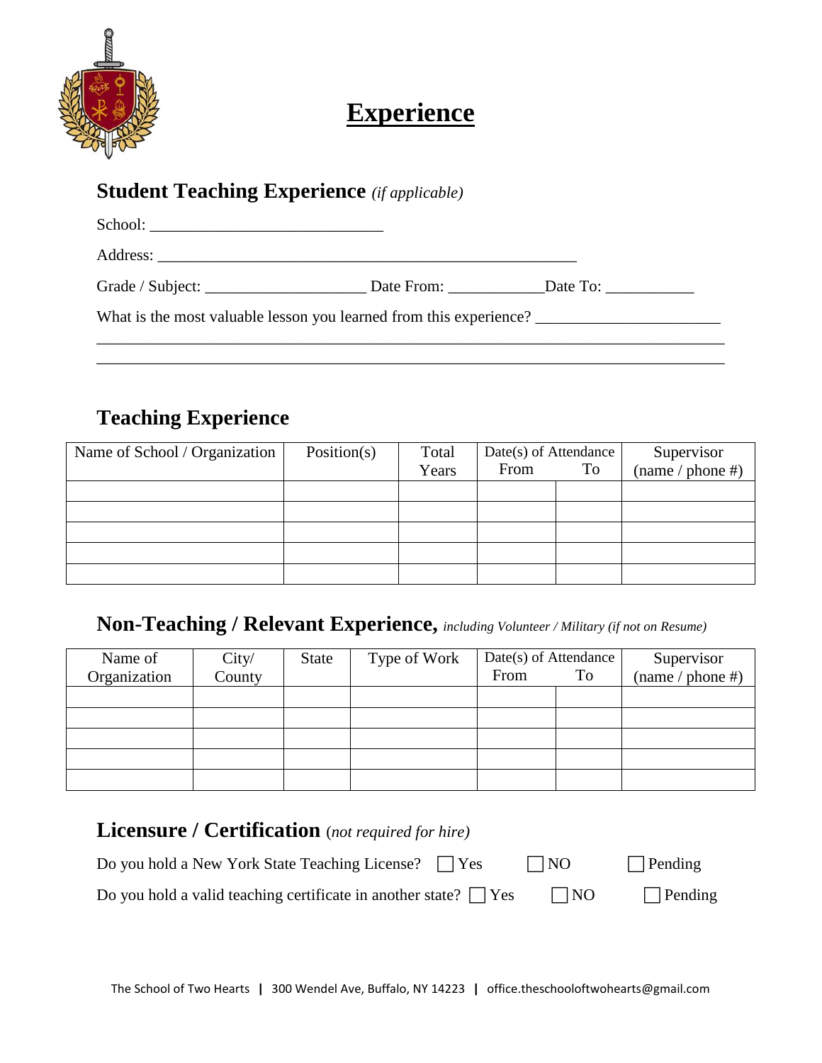# Experience

## Student Teaching Experience *(if applicable)*

School: _____________________________

Address: ____________________________________________________

Grade / Subject: ____________________ Date From: ____________Date To: ___________

What is the most valuable lesson you learned from this experience? _______________________

_____________________________________________________________________________

_____________________________________________________________________________

## Teaching Experience

| Name of School / Organization | Position(s) | Total Years | Date(s) of Attendance From | To | Supervisor (name / phone #) |
|---|---|---|---|---|---|
| | | | | | |
| | | | | | |
| | | | | | |
| | | | | | |
| | | | | | |

## Non-Teaching / Relevant Experience, *including Volunteer / Military (if not on Resume)*

| Name of Organization | City/ County | State | Type of Work | Date(s) of Attendance From | To | Supervisor (name / phone #) |
|---|---|---|---|---|---|---|
| | | | | | | |
| | | | | | | |
| | | | | | | |
| | | | | | | |
| | | | | | | |

## Licensure / Certification *(not required for hire)*

Do you hold a New York State Teaching License? ☐ Yes ☐ NO ☐ Pending

Do you hold a valid teaching certificate in another state? ☐ Yes ☐ NO ☐ Pending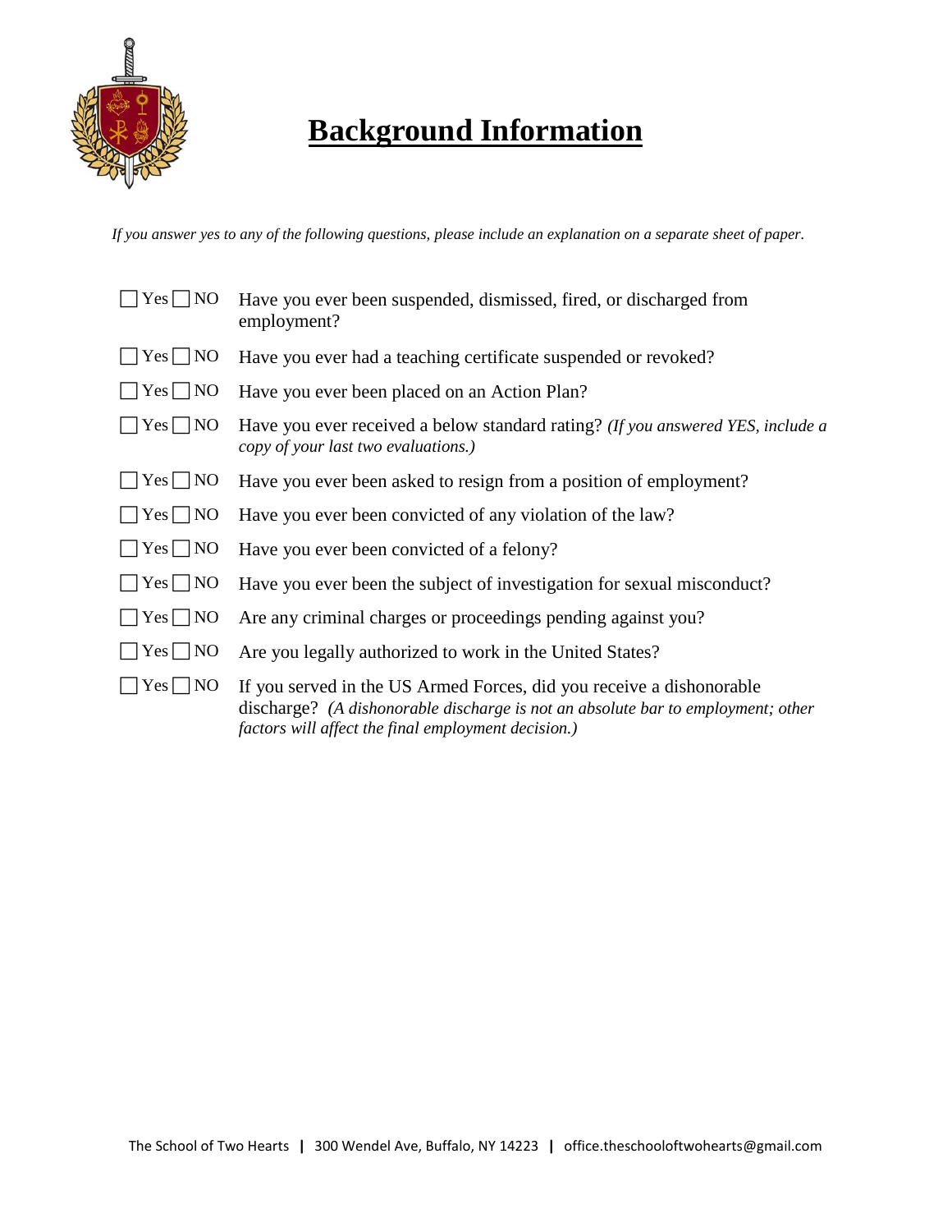# Background Information

*If you answer yes to any of the following questions, please include an explanation on a separate sheet of paper.*

- ☐ Yes ☐ NO  Have you ever been suspended, dismissed, fired, or discharged from employment?
- ☐ Yes ☐ NO  Have you ever had a teaching certificate suspended or revoked?
- ☐ Yes ☐ NO  Have you ever been placed on an Action Plan?
- ☐ Yes ☐ NO  Have you ever received a below standard rating? *(If you answered YES, include a copy of your last two evaluations.)*
- ☐ Yes ☐ NO  Have you ever been asked to resign from a position of employment?
- ☐ Yes ☐ NO  Have you ever been convicted of any violation of the law?
- ☐ Yes ☐ NO  Have you ever been convicted of a felony?
- ☐ Yes ☐ NO  Have you ever been the subject of investigation for sexual misconduct?
- ☐ Yes ☐ NO  Are any criminal charges or proceedings pending against you?
- ☐ Yes ☐ NO  Are you legally authorized to work in the United States?
- ☐ Yes ☐ NO  If you served in the US Armed Forces, did you receive a dishonorable discharge? *(A dishonorable discharge is not an absolute bar to employment; other factors will affect the final employment decision.)*

The School of Two Hearts | 300 Wendel Ave, Buffalo, NY 14223 | office.theschooloftwohearts@gmail.com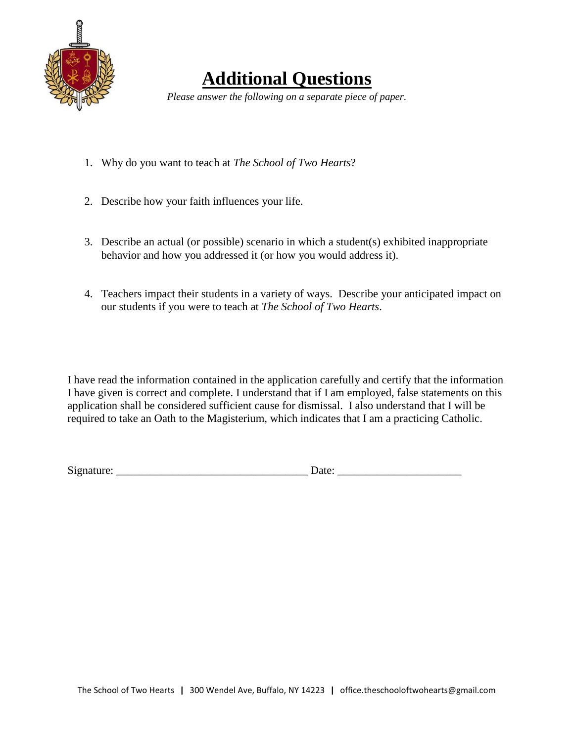# Additional Questions

*Please answer the following on a separate piece of paper.*

1. Why do you want to teach at *The School of Two Hearts*?

2. Describe how your faith influences your life.

3. Describe an actual (or possible) scenario in which a student(s) exhibited inappropriate behavior and how you addressed it (or how you would address it).

4. Teachers impact their students in a variety of ways. Describe your anticipated impact on our students if you were to teach at *The School of Two Hearts*.

I have read the information contained in the application carefully and certify that the information I have given is correct and complete. I understand that if I am employed, false statements on this application shall be considered sufficient cause for dismissal. I also understand that I will be required to take an Oath to the Magisterium, which indicates that I am a practicing Catholic.

Signature: _________________________________ Date: _____________________

The School of Two Hearts | 300 Wendel Ave, Buffalo, NY 14223 | office.theschooloftwohearts@gmail.com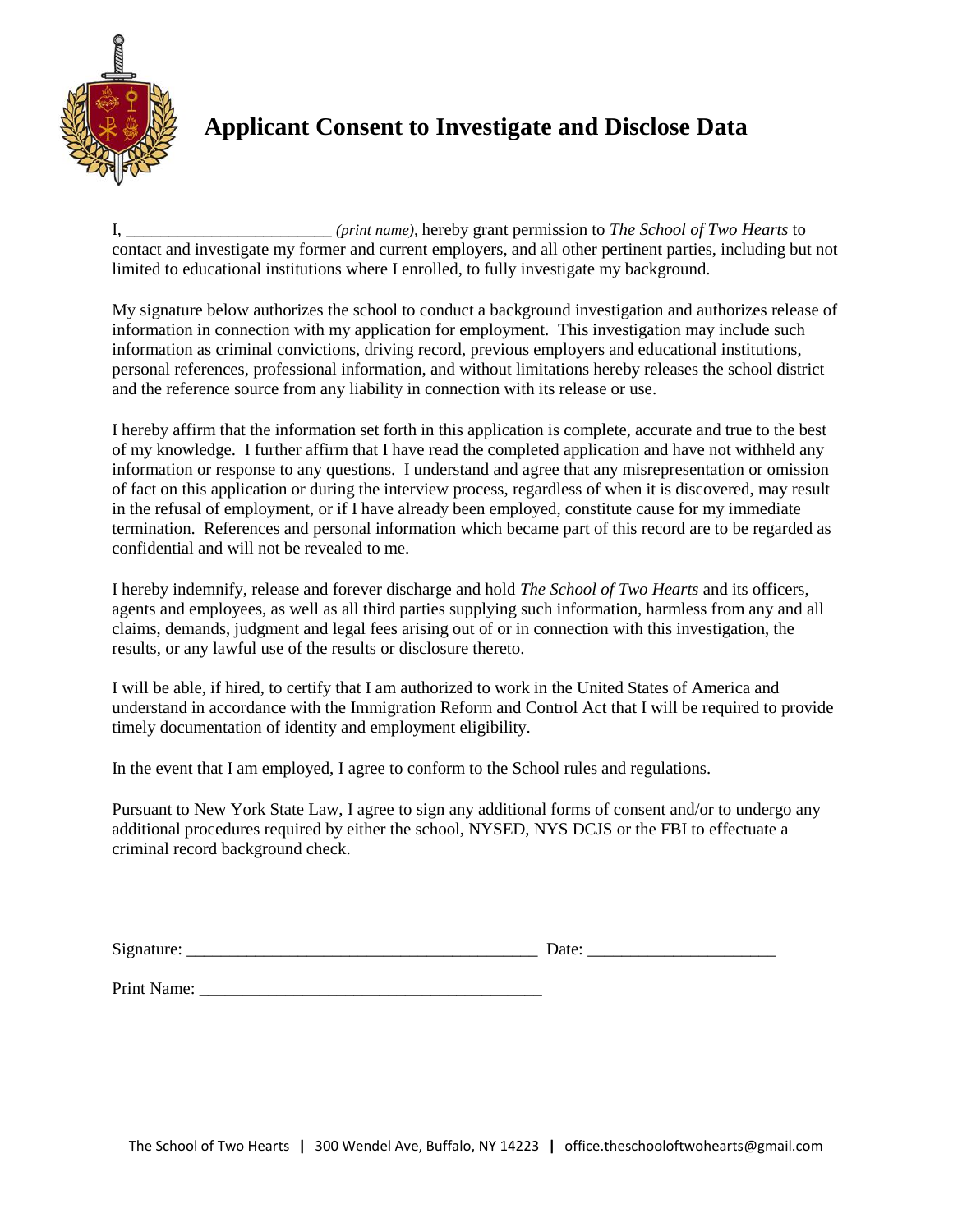# Applicant Consent to Investigate and Disclose Data

I, ________________________ *(print name),* hereby grant permission to *The School of Two Hearts* to contact and investigate my former and current employers, and all other pertinent parties, including but not limited to educational institutions where I enrolled, to fully investigate my background.

My signature below authorizes the school to conduct a background investigation and authorizes release of information in connection with my application for employment. This investigation may include such information as criminal convictions, driving record, previous employers and educational institutions, personal references, professional information, and without limitations hereby releases the school district and the reference source from any liability in connection with its release or use.

I hereby affirm that the information set forth in this application is complete, accurate and true to the best of my knowledge. I further affirm that I have read the completed application and have not withheld any information or response to any questions. I understand and agree that any misrepresentation or omission of fact on this application or during the interview process, regardless of when it is discovered, may result in the refusal of employment, or if I have already been employed, constitute cause for my immediate termination. References and personal information which became part of this record are to be regarded as confidential and will not be revealed to me.

I hereby indemnify, release and forever discharge and hold *The School of Two Hearts* and its officers, agents and employees, as well as all third parties supplying such information, harmless from any and all claims, demands, judgment and legal fees arising out of or in connection with this investigation, the results, or any lawful use of the results or disclosure thereto.

I will be able, if hired, to certify that I am authorized to work in the United States of America and understand in accordance with the Immigration Reform and Control Act that I will be required to provide timely documentation of identity and employment eligibility.

In the event that I am employed, I agree to conform to the School rules and regulations.

Pursuant to New York State Law, I agree to sign any additional forms of consent and/or to undergo any additional procedures required by either the school, NYSED, NYS DCJS or the FBI to effectuate a criminal record background check.

Signature: _________________________________________ Date: ______________________

Print Name: ________________________________________

The School of Two Hearts | 300 Wendel Ave, Buffalo, NY 14223 | office.theschooloftwohearts@gmail.com